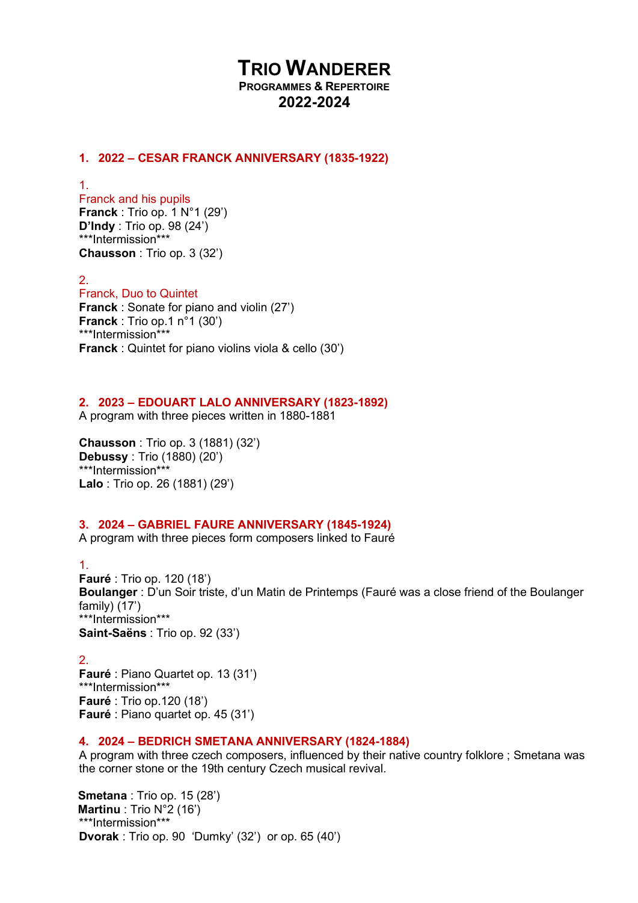# Trio Wanderer

**Programmes & Repertoire**

## 2022-2024

### 1. 2022 – CESAR FRANCK ANNIVERSARY (1835-1922)

1.
Franck and his pupils
**Franck** : Trio op. 1 N°1 (29')
**D'Indy** : Trio op. 98 (24')
***Intermission***
**Chausson** : Trio op. 3 (32')

2.
Franck, Duo to Quintet
**Franck** : Sonate for piano and violin (27')
**Franck** : Trio op.1 n°1 (30')
***Intermission***
**Franck** : Quintet for piano violins viola & cello (30')

### 2. 2023 – EDOUART LALO ANNIVERSARY (1823-1892)

A program with three pieces written in 1880-1881

**Chausson** : Trio op. 3 (1881) (32')
**Debussy** : Trio (1880) (20')
***Intermission***
**Lalo** : Trio op. 26 (1881) (29')

### 3. 2024 – GABRIEL FAURE ANNIVERSARY (1845-1924)

A program with three pieces form composers linked to Fauré

1.
**Fauré** : Trio op. 120 (18')
**Boulanger** : D'un Soir triste, d'un Matin de Printemps (Fauré was a close friend of the Boulanger family) (17')
***Intermission***
**Saint-Saëns** : Trio op. 92 (33')

2.
**Fauré** : Piano Quartet op. 13 (31')
***Intermission***
**Fauré** : Trio op.120 (18')
**Fauré** : Piano quartet op. 45 (31')

### 4. 2024 – BEDRICH SMETANA ANNIVERSARY (1824-1884)

A program with three czech composers, influenced by their native country folklore ; Smetana was the corner stone or the 19th century Czech musical revival.

**Smetana** : Trio op. 15 (28')
**Martinu** : Trio N°2 (16')
***Intermission***
**Dvorak** : Trio op. 90 'Dumky' (32') or op. 65 (40')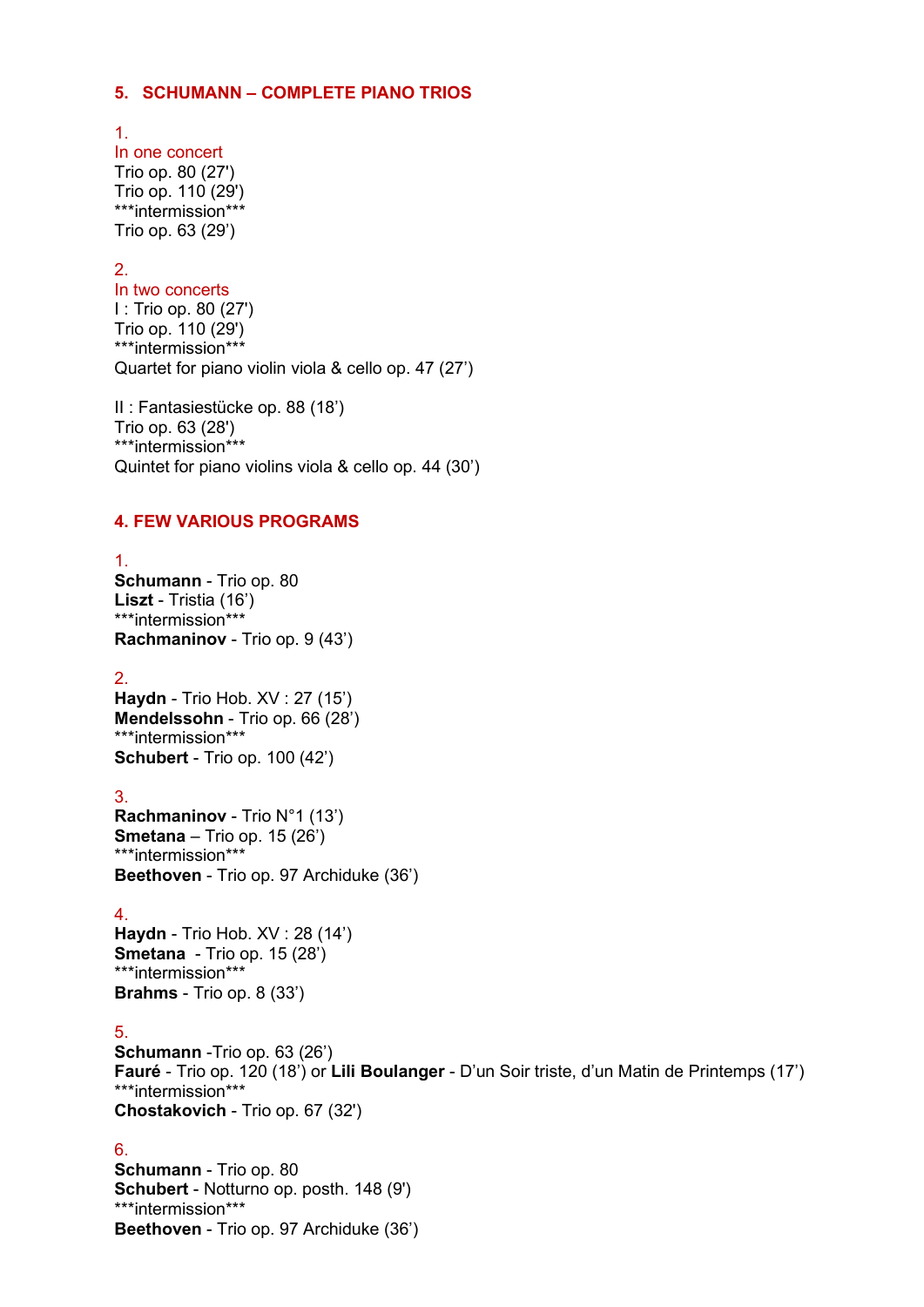## 5. SCHUMANN – COMPLETE PIANO TRIOS

1.
In one concert
Trio op. 80 (27')
Trio op. 110 (29')
***intermission***
Trio op. 63 (29')

2.
In two concerts
I : Trio op. 80 (27')
Trio op. 110 (29')
***intermission***
Quartet for piano violin viola & cello op. 47 (27')

II : Fantasiestücke op. 88 (18')
Trio op. 63 (28')
***intermission***
Quintet for piano violins viola & cello op. 44 (30')

## 4. FEW VARIOUS PROGRAMS

1.
**Schumann** - Trio op. 80
**Liszt** - Tristia (16')
***intermission***
**Rachmaninov** - Trio op. 9 (43')

2.
**Haydn** - Trio Hob. XV : 27 (15')
**Mendelssohn** - Trio op. 66 (28')
***intermission***
**Schubert** - Trio op. 100 (42')

3.
**Rachmaninov** - Trio N°1 (13')
**Smetana** – Trio op. 15 (26')
***intermission***
**Beethoven** - Trio op. 97 Archiduke (36')

4.
**Haydn** - Trio Hob. XV : 28 (14')
**Smetana** - Trio op. 15 (28')
***intermission***
**Brahms** - Trio op. 8 (33')

5.
**Schumann** -Trio op. 63 (26')
**Fauré** - Trio op. 120 (18') or **Lili Boulanger** - D'un Soir triste, d'un Matin de Printemps (17')
***intermission***
**Chostakovich** - Trio op. 67 (32')

6.
**Schumann** - Trio op. 80
**Schubert** - Notturno op. posth. 148 (9')
***intermission***
**Beethoven** - Trio op. 97 Archiduke (36')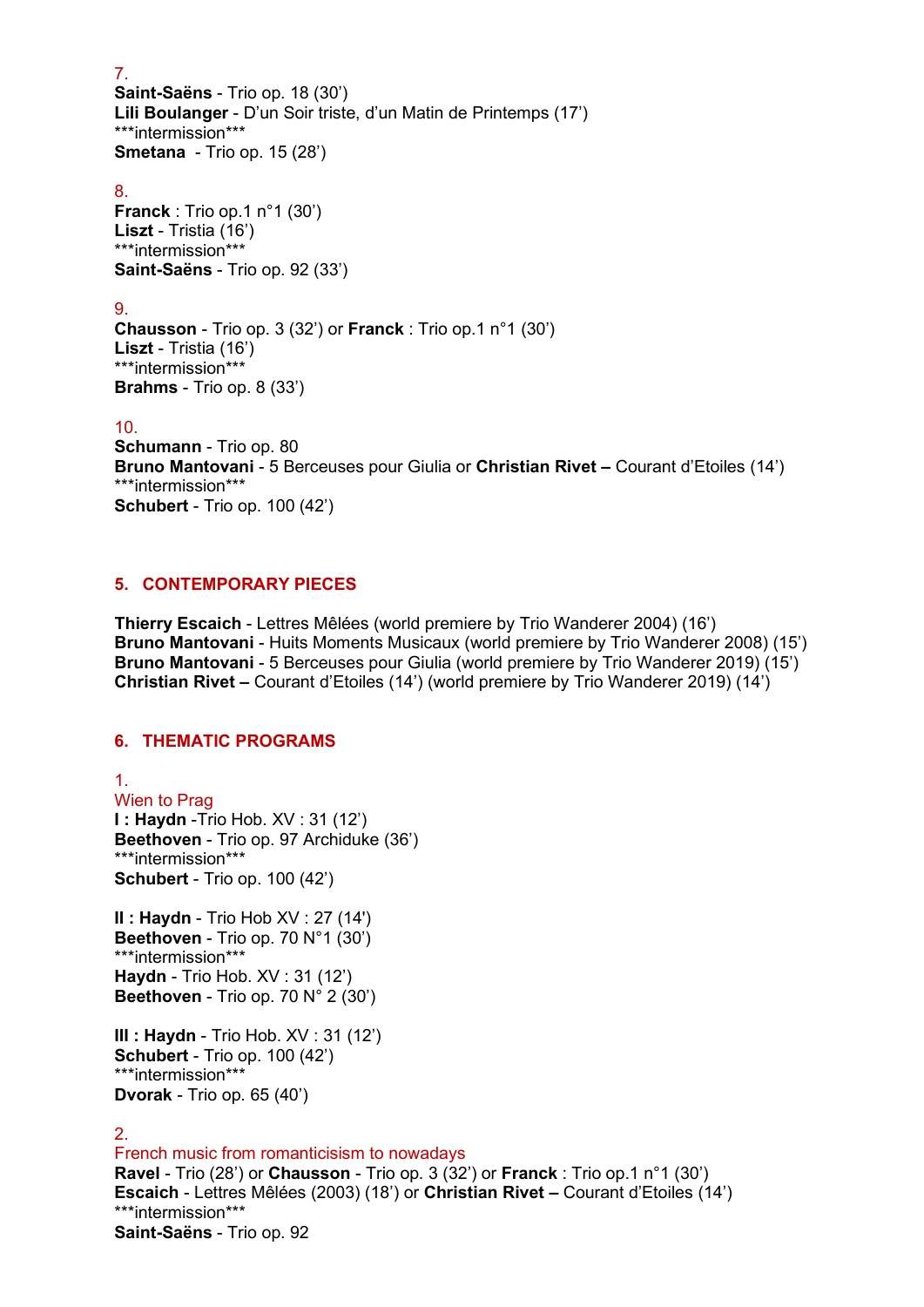7.
**Saint-Saëns** - Trio op. 18 (30')
**Lili Boulanger** - D'un Soir triste, d'un Matin de Printemps (17')
***intermission***
**Smetana** - Trio op. 15 (28')

8.
**Franck** : Trio op.1 n°1 (30')
**Liszt** - Tristia (16')
***intermission***
**Saint-Saëns** - Trio op. 92 (33')

9.
**Chausson** - Trio op. 3 (32') or **Franck** : Trio op.1 n°1 (30')
**Liszt** - Tristia (16')
***intermission***
**Brahms** - Trio op. 8 (33')

10.
**Schumann** - Trio op. 80
**Bruno Mantovani** - 5 Berceuses pour Giulia or **Christian Rivet –** Courant d'Etoiles (14')
***intermission***
**Schubert** - Trio op. 100 (42')

## 5. CONTEMPORARY PIECES

**Thierry Escaich** - Lettres Mêlées (world premiere by Trio Wanderer 2004) (16')
**Bruno Mantovani** - Huits Moments Musicaux (world premiere by Trio Wanderer 2008) (15')
**Bruno Mantovani** - 5 Berceuses pour Giulia (world premiere by Trio Wanderer 2019) (15')
**Christian Rivet –** Courant d'Etoiles (14') (world premiere by Trio Wanderer 2019) (14')

## 6. THEMATIC PROGRAMS

1.
Wien to Prag
**I : Haydn** -Trio Hob. XV : 31 (12')
**Beethoven** - Trio op. 97 Archiduke (36')
***intermission***
**Schubert** - Trio op. 100 (42')

**II : Haydn** - Trio Hob XV : 27 (14')
**Beethoven** - Trio op. 70 N°1 (30')
***intermission***
**Haydn** - Trio Hob. XV : 31 (12')
**Beethoven** - Trio op. 70 N° 2 (30')

**III : Haydn** - Trio Hob. XV : 31 (12')
**Schubert** - Trio op. 100 (42')
***intermission***
**Dvorak** - Trio op. 65 (40')

2.
French music from romanticisism to nowadays
**Ravel** - Trio (28') or **Chausson** - Trio op. 3 (32') or **Franck** : Trio op.1 n°1 (30')
**Escaich** - Lettres Mêlées (2003) (18') or **Christian Rivet –** Courant d'Etoiles (14')
***intermission***
**Saint-Saëns** - Trio op. 92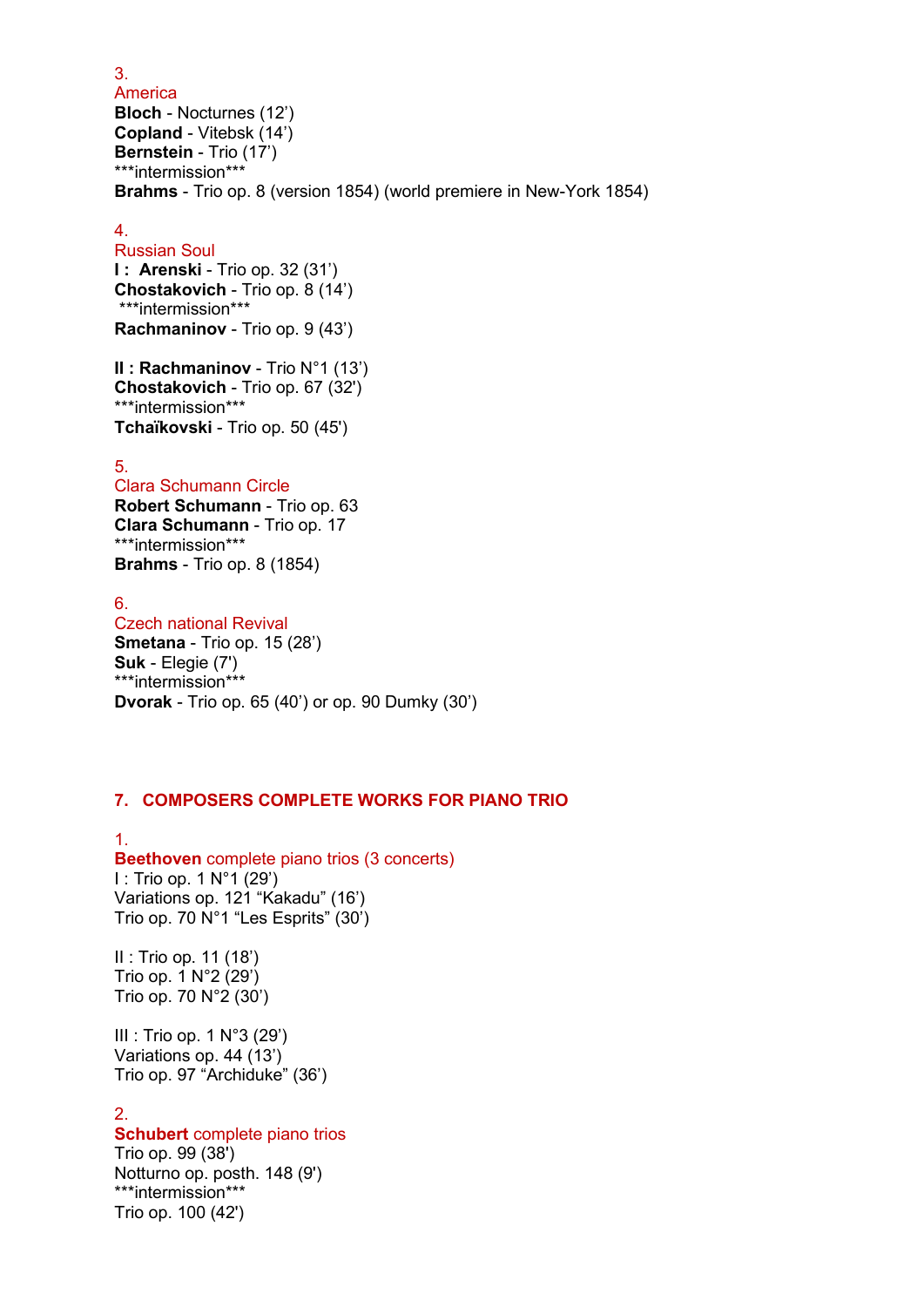3.
America
**Bloch** - Nocturnes (12')
**Copland** - Vitebsk (14')
**Bernstein** - Trio (17')
***intermission***
**Brahms** - Trio op. 8 (version 1854) (world premiere in New-York 1854)

4.
Russian Soul
**I : Arenski** - Trio op. 32 (31')
**Chostakovich** - Trio op. 8 (14')
***intermission***
**Rachmaninov** - Trio op. 9 (43')

**II : Rachmaninov** - Trio N°1 (13')
**Chostakovich** - Trio op. 67 (32')
***intermission***
**Tchaïkovski** - Trio op. 50 (45')

5.
Clara Schumann Circle
**Robert Schumann** - Trio op. 63
**Clara Schumann** - Trio op. 17
***intermission***
**Brahms** - Trio op. 8 (1854)

6.
Czech national Revival
**Smetana** - Trio op. 15 (28')
**Suk** - Elegie (7')
***intermission***
**Dvorak** - Trio op. 65 (40') or op. 90 Dumky (30')

## 7. COMPOSERS COMPLETE WORKS FOR PIANO TRIO

1.
**Beethoven** complete piano trios (3 concerts)
I : Trio op. 1 N°1 (29')
Variations op. 121 "Kakadu" (16')
Trio op. 70 N°1 "Les Esprits" (30')

II : Trio op. 11 (18')
Trio op. 1 N°2 (29')
Trio op. 70 N°2 (30')

III : Trio op. 1 N°3 (29')
Variations op. 44 (13')
Trio op. 97 "Archiduke" (36')

2.
**Schubert** complete piano trios
Trio op. 99 (38')
Notturno op. posth. 148 (9')
***intermission***
Trio op. 100 (42')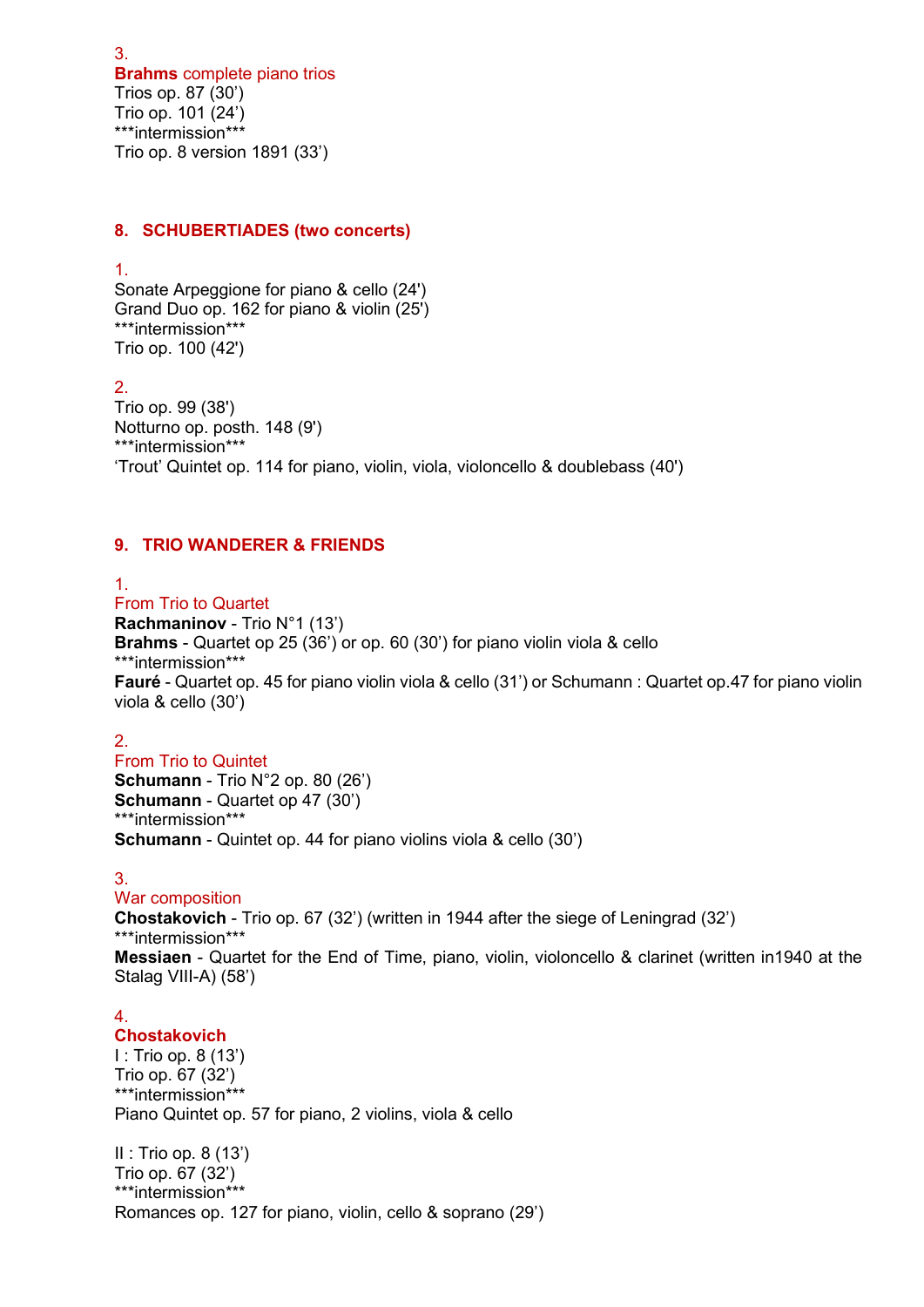3.
**Brahms** complete piano trios
Trios op. 87 (30')
Trio op. 101 (24')
***intermission***
Trio op. 8 version 1891 (33')

## 8. SCHUBERTIADES (two concerts)

1.
Sonate Arpeggione for piano & cello (24')
Grand Duo op. 162 for piano & violin (25')
***intermission***
Trio op. 100 (42')

2.
Trio op. 99 (38')
Notturno op. posth. 148 (9')
***intermission***
'Trout' Quintet op. 114 for piano, violin, viola, violoncello & doublebass (40')

## 9. TRIO WANDERER & FRIENDS

1.
From Trio to Quartet
**Rachmaninov** - Trio N°1 (13')
**Brahms** - Quartet op 25 (36') or op. 60 (30') for piano violin viola & cello
***intermission***
**Fauré** - Quartet op. 45 for piano violin viola & cello (31') or Schumann : Quartet op.47 for piano violin viola & cello (30')

2.
From Trio to Quintet
**Schumann** - Trio N°2 op. 80 (26')
**Schumann** - Quartet op 47 (30')
***intermission***
**Schumann** - Quintet op. 44 for piano violins viola & cello (30')

3.
War composition
**Chostakovich** - Trio op. 67 (32') (written in 1944 after the siege of Leningrad (32')
***intermission***
**Messiaen** - Quartet for the End of Time, piano, violin, violoncello & clarinet (written in1940 at the Stalag VIII-A) (58')

4.
**Chostakovich**
I : Trio op. 8 (13')
Trio op. 67 (32')
***intermission***
Piano Quintet op. 57 for piano, 2 violins, viola & cello

II : Trio op. 8 (13')
Trio op. 67 (32')
***intermission***
Romances op. 127 for piano, violin, cello & soprano (29')